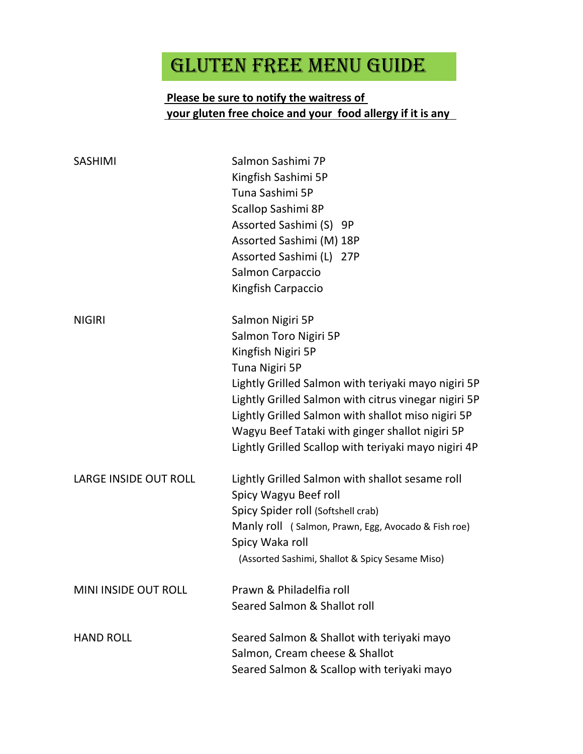# GLUTEN FREE MENU GUIDE

**Please be sure to notify the waitress of your gluten free choice and your food allergy if it is any**

| | |
|---|---|
| SASHIMI | Salmon Sashimi 7P |
| | Kingfish Sashimi 5P |
| | Tuna Sashimi 5P |
| | Scallop Sashimi 8P |
| | Assorted Sashimi (S) 9P |
| | Assorted Sashimi (M) 18P |
| | Assorted Sashimi (L) 27P |
| | Salmon Carpaccio |
| | Kingfish Carpaccio |
| NIGIRI | Salmon Nigiri 5P |
| | Salmon Toro Nigiri 5P |
| | Kingfish Nigiri 5P |
| | Tuna Nigiri 5P |
| | Lightly Grilled Salmon with teriyaki mayo nigiri 5P |
| | Lightly Grilled Salmon with citrus vinegar nigiri 5P |
| | Lightly Grilled Salmon with shallot miso nigiri 5P |
| | Wagyu Beef Tataki with ginger shallot nigiri 5P |
| | Lightly Grilled Scallop with teriyaki mayo nigiri 4P |
| LARGE INSIDE OUT ROLL | Lightly Grilled Salmon with shallot sesame roll |
| | Spicy Wagyu Beef roll |
| | Spicy Spider roll (Softshell crab) |
| | Manly roll ( Salmon, Prawn, Egg, Avocado & Fish roe) |
| | Spicy Waka roll (Assorted Sashimi, Shallot & Spicy Sesame Miso) |
| MINI INSIDE OUT ROLL | Prawn & Philadelfia roll |
| | Seared Salmon & Shallot roll |
| HAND ROLL | Seared Salmon & Shallot with teriyaki mayo |
| | Salmon, Cream cheese & Shallot |
| | Seared Salmon & Scallop with teriyaki mayo |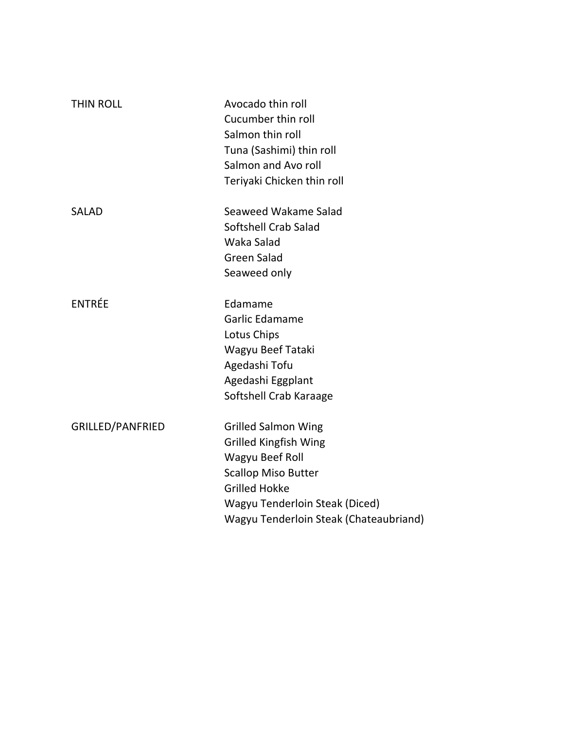| | |
|---|---|
| THIN ROLL | Avocado thin roll |
| | Cucumber thin roll |
| | Salmon thin roll |
| | Tuna (Sashimi) thin roll |
| | Salmon and Avo roll |
| | Teriyaki Chicken thin roll |
| SALAD | Seaweed Wakame Salad |
| | Softshell Crab Salad |
| | Waka Salad |
| | Green Salad |
| | Seaweed only |
| ENTRÉE | Edamame |
| | Garlic Edamame |
| | Lotus Chips |
| | Wagyu Beef Tataki |
| | Agedashi Tofu |
| | Agedashi Eggplant |
| | Softshell Crab Karaage |
| GRILLED/PANFRIED | Grilled Salmon Wing |
| | Grilled Kingfish Wing |
| | Wagyu Beef Roll |
| | Scallop Miso Butter |
| | Grilled Hokke |
| | Wagyu Tenderloin Steak (Diced) |
| | Wagyu Tenderloin Steak (Chateaubriand) |